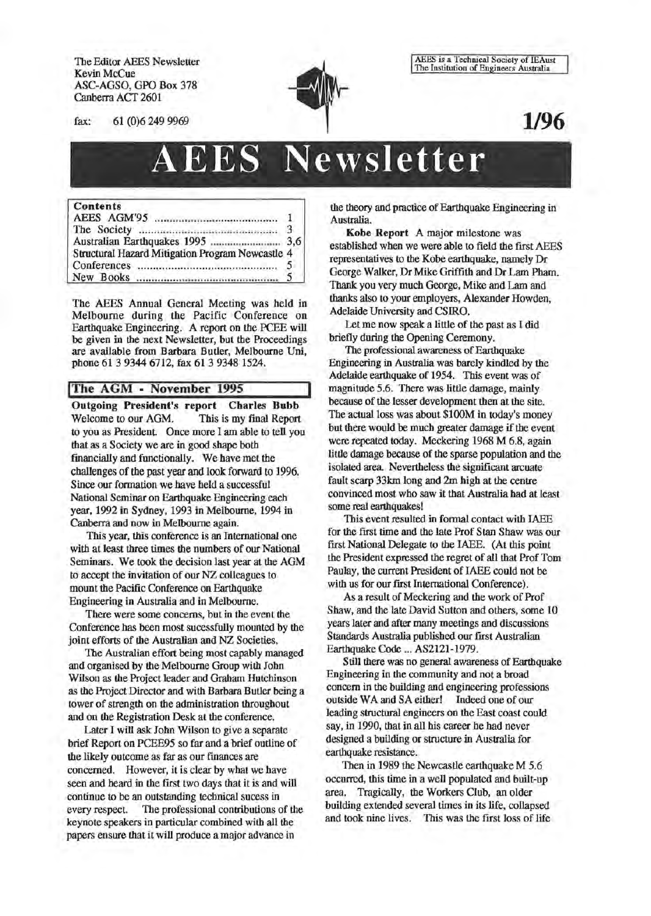The Editor AEES Newsletter
Kevin McCue
ASC-AGSO, GPO Box 378
Canberra ACT 2601

fax: 61 (0)6 249 9969

AEES is a Technical Society of IEAust
The Institution of Engineers Australia

1/96

# AEES Newsletter

| Contents | |
|---|---|
| AEES AGM'95 | 1 |
| The Society | 3 |
| Australian Earthquakes 1995 | 3,6 |
| Structural Hazard Mitigation Program Newcastle | 4 |
| Conferences | 5 |
| New Books | 5 |

The AEES Annual General Meeting was held in Melbourne during the Pacific Conference on Earthquake Engineering. A report on the PCEE will be given in the next Newsletter, but the Proceedings are available from Barbara Butler, Melbourne Uni, phone 61 3 9344 6712, fax 61 3 9348 1524.

## The AGM - November 1995

**Outgoing President's report Charles Bubb**

Welcome to our AGM. This is my final Report to you as President. Once more I am able to tell you that as a Society we are in good shape both financially and functionally. We have met the challenges of the past year and look forward to 1996. Since our formation we have held a successful National Seminar on Earthquake Engineering each year, 1992 in Sydney, 1993 in Melbourne, 1994 in Canberra and now in Melbourne again.

This year, this conference is an International one with at least three times the numbers of our National Seminars. We took the decision last year at the AGM to accept the invitation of our NZ colleagues to mount the Pacific Conference on Earthquake Engineering in Australia and in Melbourne.

There were some concerns, but in the event the Conference has been most sucessfully mounted by the joint efforts of the Australian and NZ Societies.

The Australian effort being most capably managed and organised by the Melbourne Group with John Wilson as the Project leader and Graham Hutchinson as the Project Director and with Barbara Butler being a tower of strength on the administration throughout and on the Registration Desk at the conference.

Later I will ask John Wilson to give a separate brief Report on PCEE95 so far and a brief outline of the likely outcome as far as our finances are concerned. However, it is clear by what we have seen and heard in the first two days that it is and will continue to be an outstanding technical sucess in every respect. The professional contributions of the keynote speakers in particular combined with all the papers ensure that it will produce a major advance in the theory and practice of Earthquake Engineering in Australia.

**Kobe Report** A major milestone was established when we were able to field the first AEES representatives to the Kobe earthquake, namely Dr George Walker, Dr Mike Griffith and Dr Lam Pham. Thank you very much George, Mike and Lam and thanks also to your employers, Alexander Howden, Adelaide University and CSIRO.

Let me now speak a little of the past as I did briefly during the Opening Ceremony.

The professional awareness of Earthquake Engineering in Australia was barely kindled by the Adelaide earthquake of 1954. This event was of magnitude 5.6. There was little damage, mainly because of the lesser development then at the site. The actual loss was about \$100M in today's money but there would be much greater damage if the event were repeated today. Meckering 1968 M 6.8, again little damage because of the sparse population and the isolated area. Nevertheless the significant arcuate fault scarp 33km long and 2m high at the centre convinced most who saw it that Australia had at least some real earthquakes!

This event resulted in formal contact with IAEE for the first time and the late Prof Stan Shaw was our first National Delegate to the IAEE. (At this point the President expressed the regret of all that Prof Tom Paulay, the current President of IAEE could not be with us for our first International Conference).

As a result of Meckering and the work of Prof Shaw, and the late David Sutton and others, some 10 years later and after many meetings and discussions Standards Australia published our first Australian Earthquake Code ... AS2121-1979.

Still there was no general awareness of Earthquake Engineering in the community and not a broad concern in the building and engineering professions outside WA and SA either! Indeed one of our leading structural engineers on the East coast could say, in 1990, that in all his career he had never designed a building or structure in Australia for earthquake resistance.

Then in 1989 the Newcastle earthquake M 5.6 occurred, this time in a well populated and built-up area. Tragically, the Workers Club, an older building extended several times in its life, collapsed and took nine lives. This was the first loss of life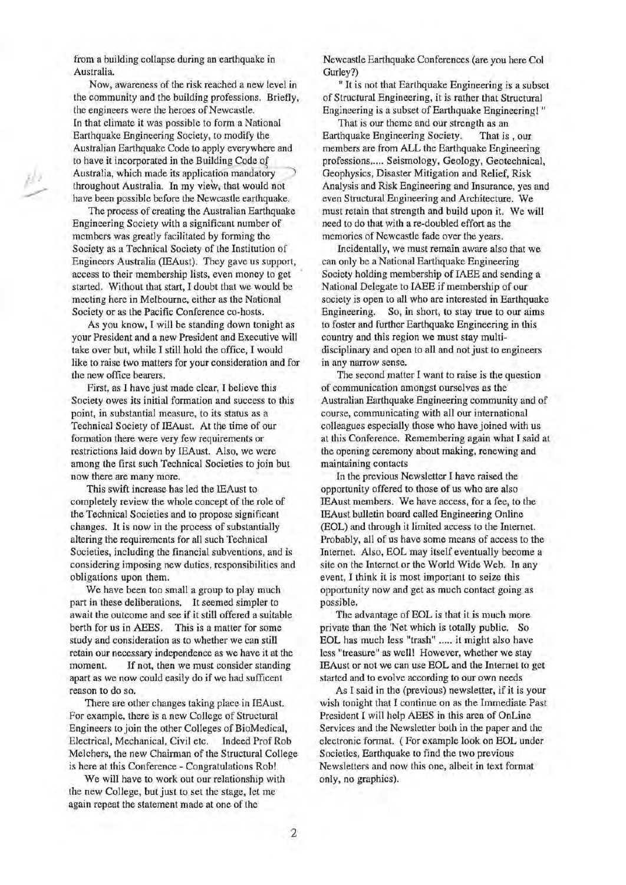from a building collapse during an earthquake in Australia.

Now, awareness of the risk reached a new level in the community and the building professions. Briefly, the engineers were the heroes of Newcastle. In that climate it was possible to form a National Earthquake Engineering Society, to modify the Australian Earthquake Code to apply everywhere and to have it incorporated in the Building Code of Australia, which made its application mandatory throughout Australia. In my view, that would not have been possible before the Newcastle earthquake.

The process of creating the Australian Earthquake Engineering Society with a significant number of members was greatly facilitated by forming the Society as a Technical Society of the Institution of Engineers Australia (IEAust). They gave us support, access to their membership lists, even money to get started. Without that start, I doubt that we would be meeting here in Melbourne, either as the National Society or as the Pacific Conference co-hosts.

As you know, I will be standing down tonight as your President and a new President and Executive will take over but, while I still hold the office, I would like to raise two matters for your consideration and for the new office bearers.

First, as I have just made clear, I believe this Society owes its initial formation and success to this point, in substantial measure, to its status as a Technical Society of IEAust. At the time of our formation there were very few requirements or restrictions laid down by IEAust. Also, we were among the first such Technical Societies to join but now there are many more.

This swift increase has led the IEAust to completely review the whole concept of the role of the Technical Societies and to propose significant changes. It is now in the process of substantially altering the requirements for all such Technical Societies, including the financial subventions, and is considering imposing new duties, responsibilities and obligations upon them.

We have been too small a group to play much part in these deliberations. It seemed simpler to await the outcome and see if it still offered a suitable berth for us in AEES. This is a matter for some study and consideration as to whether we can still retain our necessary independence as we have it at the moment. If not, then we must consider standing apart as we now could easily do if we had sufficent reason to do so.

There are other changes taking place in IEAust. For example, there is a new College of Structural Engineers to join the other Colleges of BioMedical, Electrical, Mechanical, Civil etc. Indeed Prof Rob Melchers, the new Chairman of the Structural College is here at this Conference - Congratulations Rob!

We will have to work out our relationship with the new College, but just to set the stage, let me again repeat the statement made at one of the Newcastle Earthquake Conferences (are you here Col Gurley?)

" It is not that Earthquake Engineering is a subset of Structural Engineering, it is rather that Structural Engineering is a subset of Earthquake Engineering! "

That is our theme and our strength as an Earthquake Engineering Society. That is , our members are from ALL the Earthquake Engineering professions..... Seismology, Geology, Geotechnical, Geophysics, Disaster Mitigation and Relief, Risk Analysis and Risk Engineering and Insurance, yes and even Structural Engineering and Architecture. We must retain that strength and build upon it. We will need to do that with a re-doubled effort as the memories of Newcastle fade over the years.

Incidentally, we must remain aware also that we can only be a National Earthquake Engineering Society holding membership of IAEE and sending a National Delegate to IAEE if membership of our society is open to all who are interested in Earthquake Engineering. So, in short, to stay true to our aims to foster and further Earthquake Engineering in this country and this region we must stay multi-disciplinary and open to all and not just to engineers in any narrow sense.

The second matter I want to raise is the question of communication amongst ourselves as the Australian Earthquake Engineering community and of course, communicating with all our international colleagues especially those who have joined with us at this Conference. Remembering again what I said at the opening ceremony about making, renewing and maintaining contacts

In the previous Newsletter I have raised the opportunity offered to those of us who are also IEAust members. We have access, for a fee, to the IEAust bulletin board called Engineering Online (EOL) and through it limited access to the Internet. Probably, all of us have some means of access to the Internet. Also, EOL may itself eventually become a site on the Internet or the World Wide Web. In any event, I think it is most important to seize this opportunity now and get as much contact going as possible.

The advantage of EOL is that it is much more private than the 'Net which is totally public. So EOL has much less "trash" ..... it might also have less "treasure" as well! However, whether we stay IEAust or not we can use EOL and the Internet to get started and to evolve according to our own needs

As I said in the (previous) newsletter, if it is your wish tonight that I continue on as the Immediate Past President I will help AEES in this area of OnLine Services and the Newsletter both in the paper and the electronic format. ( For example look on EOL under Societies, Earthquake to find the two previous Newsletters and now this one, albeit in text format only, no graphics).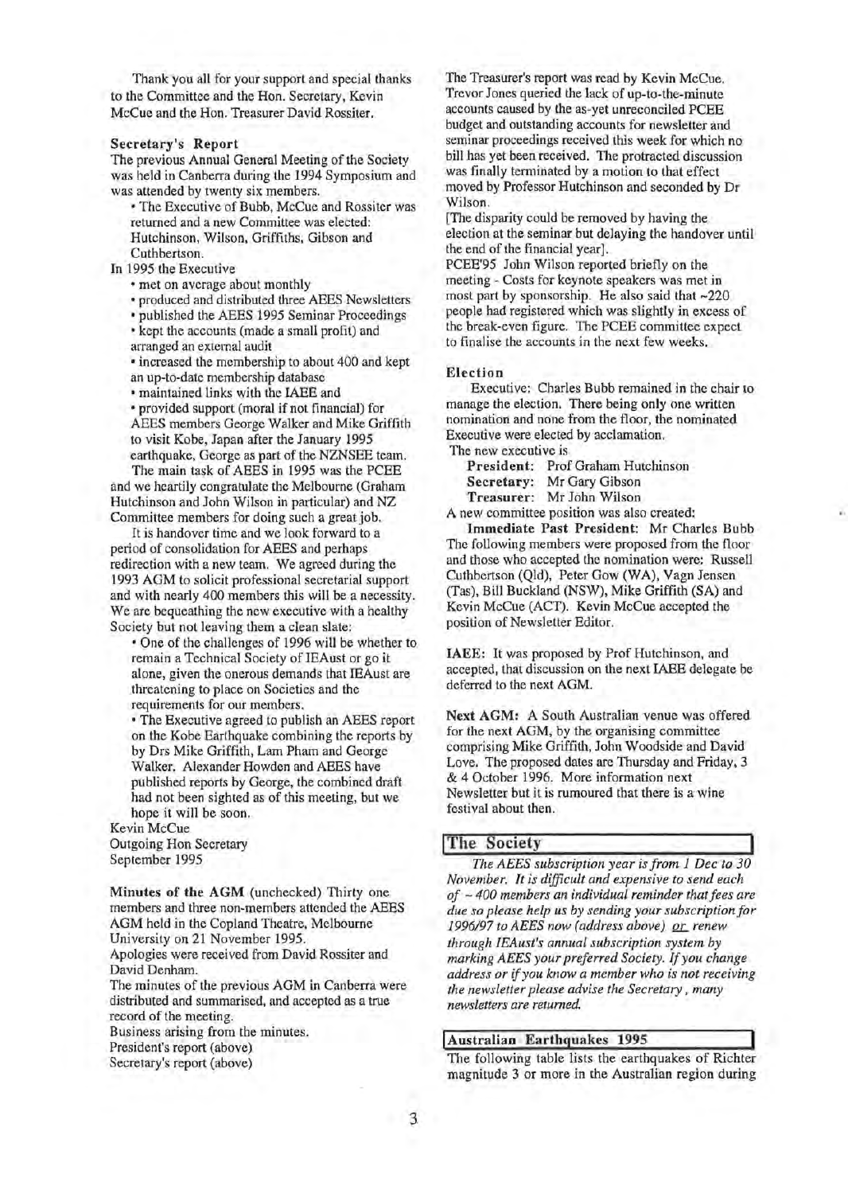Thank you all for your support and special thanks to the Committee and the Hon. Secretary, Kevin McCue and the Hon. Treasurer David Rossiter.

### Secretary's Report

The previous Annual General Meeting of the Society was held in Canberra during the 1994 Symposium and was attended by twenty six members.

- The Executive of Bubb, McCue and Rossiter was returned and a new Committee was elected: Hutchinson, Wilson, Griffiths, Gibson and Cuthbertson.

In 1995 the Executive

- met on average about monthly
- produced and distributed three AEES Newsletters
- published the AEES 1995 Seminar Proceedings
- kept the accounts (made a small profit) and arranged an external audit
- increased the membership to about 400 and kept an up-to-date membership database
- maintained links with the IAEE and
- provided support (moral if not financial) for AEES members George Walker and Mike Griffith to visit Kobe, Japan after the January 1995 earthquake, George as part of the NZNSEE team.

The main task of AEES in 1995 was the PCEE and we heartily congratulate the Melbourne (Graham Hutchinson and John Wilson in particular) and NZ Committee members for doing such a great job.

It is handover time and we look forward to a period of consolidation for AEES and perhaps redirection with a new team. We agreed during the 1993 AGM to solicit professional secretarial support and with nearly 400 members this will be a necessity. We are bequeathing the new executive with a healthy Society but not leaving them a clean slate:

- One of the challenges of 1996 will be whether to remain a Technical Society of IEAust or go it alone, given the onerous demands that IEAust are threatening to place on Societies and the requirements for our members.
- The Executive agreed to publish an AEES report on the Kobe Earthquake combining the reports by by Drs Mike Griffith, Lam Pham and George Walker. Alexander Howden and AEES have published reports by George, the combined draft had not been sighted as of this meeting, but we hope it will be soon.

Kevin McCue
Outgoing Hon Secretary
September 1995

**Minutes of the AGM** (unchecked) Thirty one members and three non-members attended the AEES AGM held in the Copland Theatre, Melbourne University on 21 November 1995.

Apologies were received from David Rossiter and David Denham.

The minutes of the previous AGM in Canberra were distributed and summarised, and accepted as a true record of the meeting.

Business arising from the minutes.
President's report (above)
Secretary's report (above)

The Treasurer's report was read by Kevin McCue. Trevor Jones queried the lack of up-to-the-minute accounts caused by the as-yet unreconciled PCEE budget and outstanding accounts for newsletter and seminar proceedings received this week for which no bill has yet been received. The protracted discussion was finally terminated by a motion to that effect moved by Professor Hutchinson and seconded by Dr Wilson.

[The disparity could be removed by having the election at the seminar but delaying the handover until the end of the financial year].

PCEE'95 John Wilson reported briefly on the meeting - Costs for keynote speakers was met in most part by sponsorship. He also said that ~220 people had registered which was slightly in excess of the break-even figure. The PCEE committee expect to finalise the accounts in the next few weeks.

### Election

Executive: Charles Bubb remained in the chair to manage the election. There being only one written nomination and none from the floor, the nominated Executive were elected by acclamation.

The new executive is

**President:** Prof Graham Hutchinson
**Secretary:** Mr Gary Gibson
**Treasurer:** Mr John Wilson

A new committee position was also created:

**Immediate Past President:** Mr Charles Bubb

The following members were proposed from the floor and those who accepted the nomination were: Russell Cuthbertson (Qld), Peter Gow (WA), Vagn Jensen (Tas), Bill Buckland (NSW), Mike Griffith (SA) and Kevin McCue (ACT). Kevin McCue accepted the position of Newsletter Editor.

**IAEE:** It was proposed by Prof Hutchinson, and accepted, that discussion on the next IAEE delegate be deferred to the next AGM.

**Next AGM:** A South Australian venue was offered for the next AGM, by the organising committee comprising Mike Griffith, John Woodside and David Love. The proposed dates are Thursday and Friday, 3 & 4 October 1996. More information next Newsletter but it is rumoured that there is a wine festival about then.

## The Society

*The AEES subscription year is from 1 Dec to 30 November. It is difficult and expensive to send each of ~ 400 members an individual reminder that fees are due so please help us by sending your subscription for 1996/97 to AEES now (address above) or renew through IEAust's annual subscription system by marking AEES your preferred Society. If you change address or if you know a member who is not receiving the newsletter please advise the Secretary, many newsletters are returned.*

## Australian Earthquakes 1995

The following table lists the earthquakes of Richter magnitude 3 or more in the Australian region during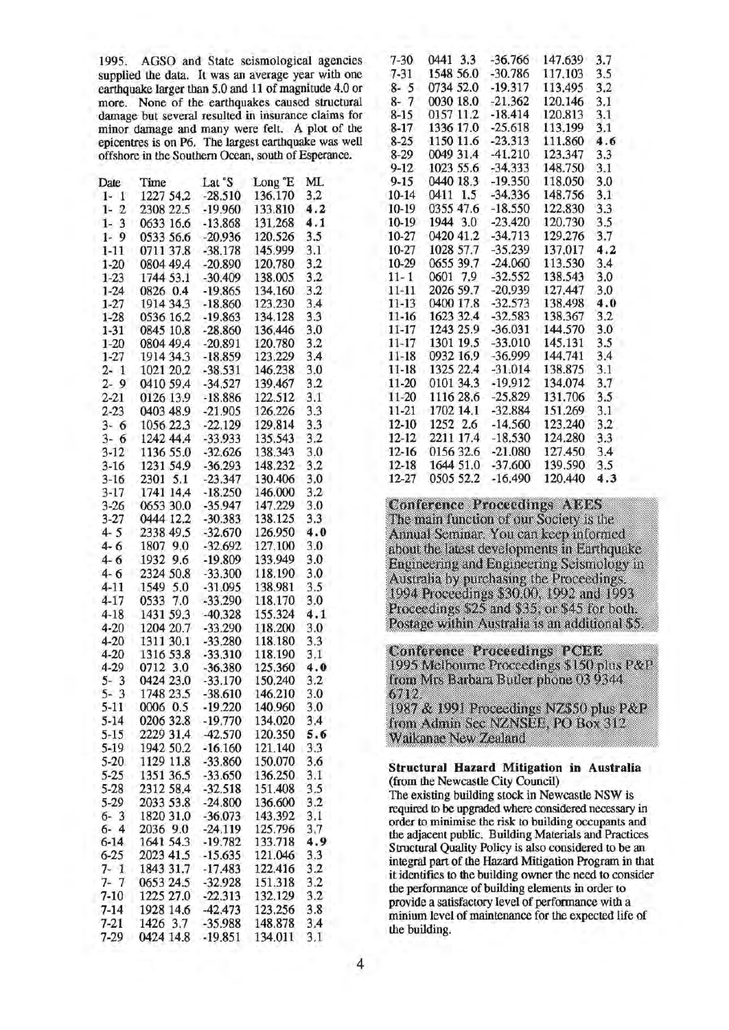1995. AGSO and State seismological agencies supplied the data. It was an average year with one earthquake larger than 5.0 and 11 of magnitude 4.0 or more. None of the earthquakes caused structural damage but several resulted in insurance claims for minor damage and many were felt. A plot of the epicentres is on P6. The largest earthquake was well offshore in the Southern Ocean, south of Esperance.

| Date | Time | Lat °S | Long °E | ML |
|---|---|---|---|---|
| 1- 1 | 1227 54.2 | -28.510 | 136.170 | 3.2 |
| 1- 2 | 2308 22.5 | -19.960 | 133.810 | **4.2** |
| 1- 3 | 0633 16.6 | -13.868 | 131.268 | **4.1** |
| 1- 9 | 0533 56.6 | -20.936 | 120.526 | 3.5 |
| 1-11 | 0711 37.8 | -38.178 | 145.999 | 3.1 |
| 1-20 | 0804 49.4 | -20.890 | 120.780 | 3.2 |
| 1-23 | 1744 53.1 | -30.409 | 138.005 | 3.2 |
| 1-24 | 0826 0.4 | -19.865 | 134.160 | 3.2 |
| 1-27 | 1914 34.3 | -18.860 | 123.230 | 3.4 |
| 1-28 | 0536 16.2 | -19.863 | 134.128 | 3.3 |
| 1-31 | 0845 10.8 | -28.860 | 136.446 | 3.0 |
| 1-20 | 0804 49.4 | -20.891 | 120.780 | 3.2 |
| 1-27 | 1914 34.3 | -18.859 | 123.229 | 3.4 |
| 2- 1 | 1021 20.2 | -38.531 | 146.238 | 3.0 |
| 2- 9 | 0410 59.4 | -34.527 | 139.467 | 3.2 |
| 2-21 | 0126 13.9 | -18.886 | 122.512 | 3.1 |
| 2-23 | 0403 48.9 | -21.905 | 126.226 | 3.3 |
| 3- 6 | 1056 22.3 | -22.129 | 129.814 | 3.3 |
| 3- 6 | 1242 44.4 | -33.933 | 135.543 | 3.2 |
| 3-12 | 1136 55.0 | -32.626 | 138.343 | 3.0 |
| 3-16 | 1231 54.9 | -36.293 | 148.232 | 3.2 |
| 3-16 | 2301 5.1 | -23.347 | 130.406 | 3.0 |
| 3-17 | 1741 14.4 | -18.250 | 146.000 | 3.2 |
| 3-26 | 0653 30.0 | -35.947 | 147.229 | 3.0 |
| 3-27 | 0444 12.2 | -30.383 | 138.125 | 3.3 |
| 4- 5 | 2338 49.5 | -32.670 | 126.950 | **4.0** |
| 4- 6 | 1807 9.0 | -32.692 | 127.100 | 3.0 |
| 4- 6 | 1932 9.6 | -19.809 | 133.949 | 3.0 |
| 4- 6 | 2324 50.8 | -33.300 | 118.190 | 3.0 |
| 4-11 | 1549 5.0 | -31.095 | 138.981 | 3.5 |
| 4-17 | 0533 7.0 | -33.290 | 118.170 | 3.0 |
| 4-18 | 1431 59.3 | -40.328 | 155.324 | **4.1** |
| 4-20 | 1204 20.7 | -33.290 | 118.200 | 3.0 |
| 4-20 | 1311 30.1 | -33.280 | 118.180 | 3.3 |
| 4-20 | 1316 53.8 | -33.310 | 118.190 | 3.1 |
| 4-29 | 0712 3.0 | -36.380 | 125.360 | **4.0** |
| 5- 3 | 0424 23.0 | -33.170 | 150.240 | 3.2 |
| 5- 3 | 1748 23.5 | -38.610 | 146.210 | 3.0 |
| 5-11 | 0006 0.5 | -19.220 | 140.960 | 3.0 |
| 5-14 | 0206 32.8 | -19.770 | 134.020 | 3.4 |
| 5-15 | 2229 31.4 | -42.570 | 120.350 | **5.6** |
| 5-19 | 1942 50.2 | -16.160 | 121.140 | 3.3 |
| 5-20 | 1129 11.8 | -33.860 | 150.070 | 3.6 |
| 5-25 | 1351 36.5 | -33.650 | 136.250 | 3.1 |
| 5-28 | 2312 58.4 | -32.518 | 151.408 | 3.5 |
| 5-29 | 2033 53.8 | -24.800 | 136.600 | 3.2 |
| 6- 3 | 1820 31.0 | -36.073 | 143.392 | 3.1 |
| 6- 4 | 2036 9.0 | -24.119 | 125.796 | 3.7 |
| 6-14 | 1641 54.3 | -19.782 | 133.718 | **4.9** |
| 6-25 | 2023 41.5 | -15.635 | 121.046 | 3.3 |
| 7- 1 | 1843 31.7 | -17.483 | 122.416 | 3.2 |
| 7- 7 | 0653 24.5 | -32.928 | 151.318 | 3.2 |
| 7-10 | 1225 27.0 | -22.313 | 132.129 | 3.2 |
| 7-14 | 1928 14.6 | -42.473 | 123.256 | 3.8 |
| 7-21 | 1426 3.7 | -35.988 | 148.878 | 3.4 |
| 7-29 | 0424 14.8 | -19.851 | 134.011 | 3.1 |
| 7-30 | 0441 3.3 | -36.766 | 147.639 | 3.7 |
| 7-31 | 1548 56.0 | -30.786 | 117.103 | 3.5 |
| 8- 5 | 0734 52.0 | -19.317 | 113.495 | 3.2 |
| 8- 7 | 0030 18.0 | -21.362 | 120.146 | 3.1 |
| 8-15 | 0157 11.2 | -18.414 | 120.813 | 3.1 |
| 8-17 | 1336 17.0 | -25.618 | 113.199 | 3.1 |
| 8-25 | 1150 11.6 | -23.313 | 111.860 | **4.6** |
| 8-29 | 0049 31.4 | -41.210 | 123.347 | 3.3 |
| 9-12 | 1023 55.6 | -34.333 | 148.750 | 3.1 |
| 9-15 | 0440 18.3 | -19.350 | 118.050 | 3.0 |
| 10-14 | 0411 1.5 | -34.336 | 148.756 | 3.1 |
| 10-19 | 0355 47.6 | -18.550 | 122.830 | 3.3 |
| 10-19 | 1944 3.0 | -23.420 | 120.730 | 3.5 |
| 10-27 | 0420 41.2 | -34.713 | 129.276 | 3.7 |
| 10-27 | 1028 57.7 | -35.239 | 137.017 | **4.2** |
| 10-29 | 0655 39.7 | -24.060 | 113.530 | 3.4 |
| 11- 1 | 0601 7.9 | -32.552 | 138.543 | 3.0 |
| 11-11 | 2026 59.7 | -20.939 | 127.447 | 3.0 |
| 11-13 | 0400 17.8 | -32.573 | 138.498 | **4.0** |
| 11-16 | 1623 32.4 | -32.583 | 138.367 | 3.2 |
| 11-17 | 1243 25.9 | -36.031 | 144.570 | 3.0 |
| 11-17 | 1301 19.5 | -33.010 | 145.131 | 3.5 |
| 11-18 | 0932 16.9 | -36.999 | 144.741 | 3.4 |
| 11-18 | 1325 22.4 | -31.014 | 138.875 | 3.1 |
| 11-20 | 0101 34.3 | -19.912 | 134.074 | 3.7 |
| 11-20 | 1116 28.6 | -25.829 | 131.706 | 3.5 |
| 11-21 | 1702 14.1 | -32.884 | 151.269 | 3.1 |
| 12-10 | 1252 2.6 | -14.560 | 123.240 | 3.2 |
| 12-12 | 2211 17.4 | -18.530 | 124.280 | 3.3 |
| 12-16 | 0156 32.6 | -21.080 | 127.450 | 3.4 |
| 12-18 | 1644 51.0 | -37.600 | 139.590 | 3.5 |
| 12-27 | 0505 52.2 | -16.490 | 120.440 | **4.3** |

**Conference Proceedings AEES**
The main function of our Society is the Annual Seminar. You can keep informed about the latest developments in Earthquake Engineering and Engineering Seismology in Australia by purchasing the Proceedings. 1994 Proceedings $30.00, 1992 and 1993 Proceedings $25 and $35, or $45 for both. Postage within Australia is an additional $5.

**Conference Proceedings PCEE**
1995 Melbourne Proceedings $150 plus P&P from Mrs Barbara Butler phone 03 9344 6712.
1987 & 1991 Proceedings NZ$50 plus P&P from Admin Sec NZNSEE, PO Box 312 Waikanae New Zealand

**Structural Hazard Mitigation in Australia**
(from the Newcastle City Council)
The existing building stock in Newcastle NSW is required to be upgraded where considered necessary in order to minimise the risk to building occupants and the adjacent public. Building Materials and Practices Structural Quality Policy is also considered to be an integral part of the Hazard Mitigation Program in that it identifies to the building owner the need to consider the performance of building elements in order to provide a satisfactory level of performance with a minium level of maintenance for the expected life of the building.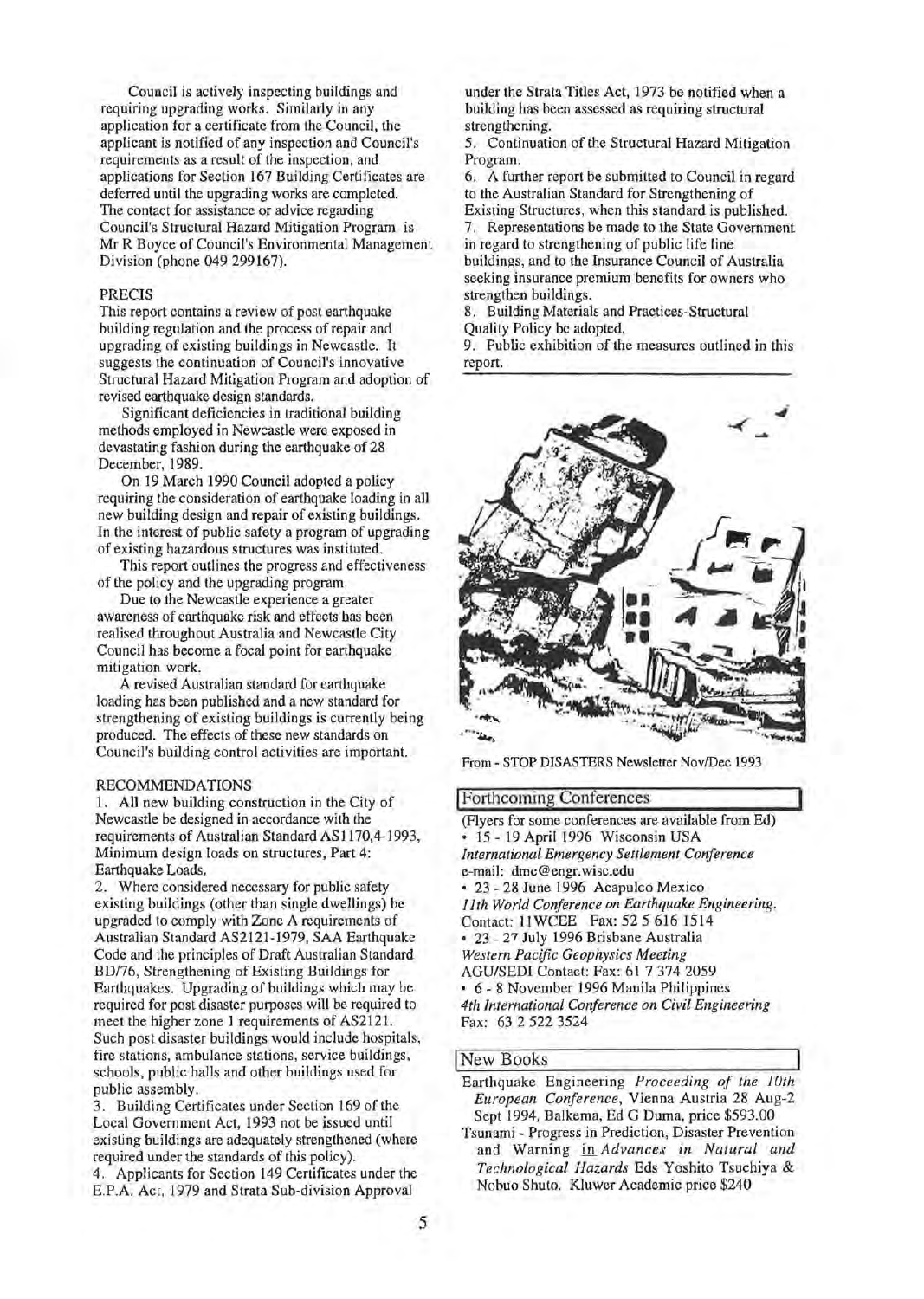Council is actively inspecting buildings and requiring upgrading works. Similarly in any application for a certificate from the Council, the applicant is notified of any inspection and Council's requirements as a result of the inspection, and applications for Section 167 Building Certificates are deferred until the upgrading works are completed. The contact for assistance or advice regarding Council's Structural Hazard Mitigation Program is Mr R Boyce of Council's Environmental Management Division (phone 049 299167).

### PRECIS

This report contains a review of post earthquake building regulation and the process of repair and upgrading of existing buildings in Newcastle. It suggests the continuation of Council's innovative Structural Hazard Mitigation Program and adoption of revised earthquake design standards.

Significant deficiencies in traditional building methods employed in Newcastle were exposed in devastating fashion during the earthquake of 28 December, 1989.

On 19 March 1990 Council adopted a policy requiring the consideration of earthquake loading in all new building design and repair of existing buildings. In the interest of public safety a program of upgrading of existing hazardous structures was instituted.

This report outlines the progress and effectiveness of the policy and the upgrading program.

Due to the Newcastle experience a greater awareness of earthquake risk and effects has been realised throughout Australia and Newcastle City Council has become a focal point for earthquake mitigation work.

A revised Australian standard for earthquake loading has been published and a new standard for strengthening of existing buildings is currently being produced. The effects of these new standards on Council's building control activities are important.

### RECOMMENDATIONS

1. All new building construction in the City of Newcastle be designed in accordance with the requirements of Australian Standard AS1170,4-1993, Minimum design loads on structures, Part 4: Earthquake Loads.
2. Where considered necessary for public safety existing buildings (other than single dwellings) be upgraded to comply with Zone A requirements of Australian Standard AS2121-1979, SAA Earthquake Code and the principles of Draft Australian Standard BD/76, Strengthening of Existing Buildings for Earthquakes. Upgrading of buildings which may be required for post disaster purposes will be required to meet the higher zone 1 requirements of AS2121. Such post disaster buildings would include hospitals, fire stations, ambulance stations, service buildings, schools, public halls and other buildings used for public assembly.
3. Building Certificates under Section 169 of the Local Government Act, 1993 not be issued until existing buildings are adequately strengthened (where required under the standards of this policy).
4. Applicants for Section 149 Certificates under the E.P.A. Act, 1979 and Strata Sub-division Approval under the Strata Titles Act, 1973 be notified when a building has been assessed as requiring structural strengthening.
5. Continuation of the Structural Hazard Mitigation Program.
6. A further report be submitted to Council in regard to the Australian Standard for Strengthening of Existing Structures, when this standard is published.
7. Representations be made to the State Government in regard to strengthening of public life line buildings, and to the Insurance Council of Australia seeking insurance premium benefits for owners who strengthen buildings.
8. Building Materials and Practices-Structural Quality Policy be adopted.
9. Public exhibition of the measures outlined in this report.

From - STOP DISASTERS Newsletter Nov/Dec 1993

## Forthcoming Conferences

(Flyers for some conferences are available from Ed)

- 15 - 19 April 1996 Wisconsin USA
  *International Emergency Settlement Conference*
  e-mail: dmc@engr.wisc.edu
- 23 - 28 June 1996 Acapulco Mexico
  *11th World Conference on Earthquake Engineering*.
  Contact: 11WCEE Fax: 52 5 616 1514
- 23 - 27 July 1996 Brisbane Australia
  *Western Pacific Geophysics Meeting*
  AGU/SEDI Contact: Fax: 61 7 374 2059
- 6 - 8 November 1996 Manila Philippines
  *4th International Conference on Civil Engineering*
  Fax: 63 2 522 3524

## New Books

Earthquake Engineering *Proceeding of the 10th European Conference*, Vienna Austria 28 Aug-2 Sept 1994, Balkema, Ed G Duma, price $593.00

Tsunami - Progress in Prediction, Disaster Prevention and Warning in *Advances in Natural and Technological Hazards* Eds Yoshito Tsuchiya & Nobuo Shuto. Kluwer Academic price $240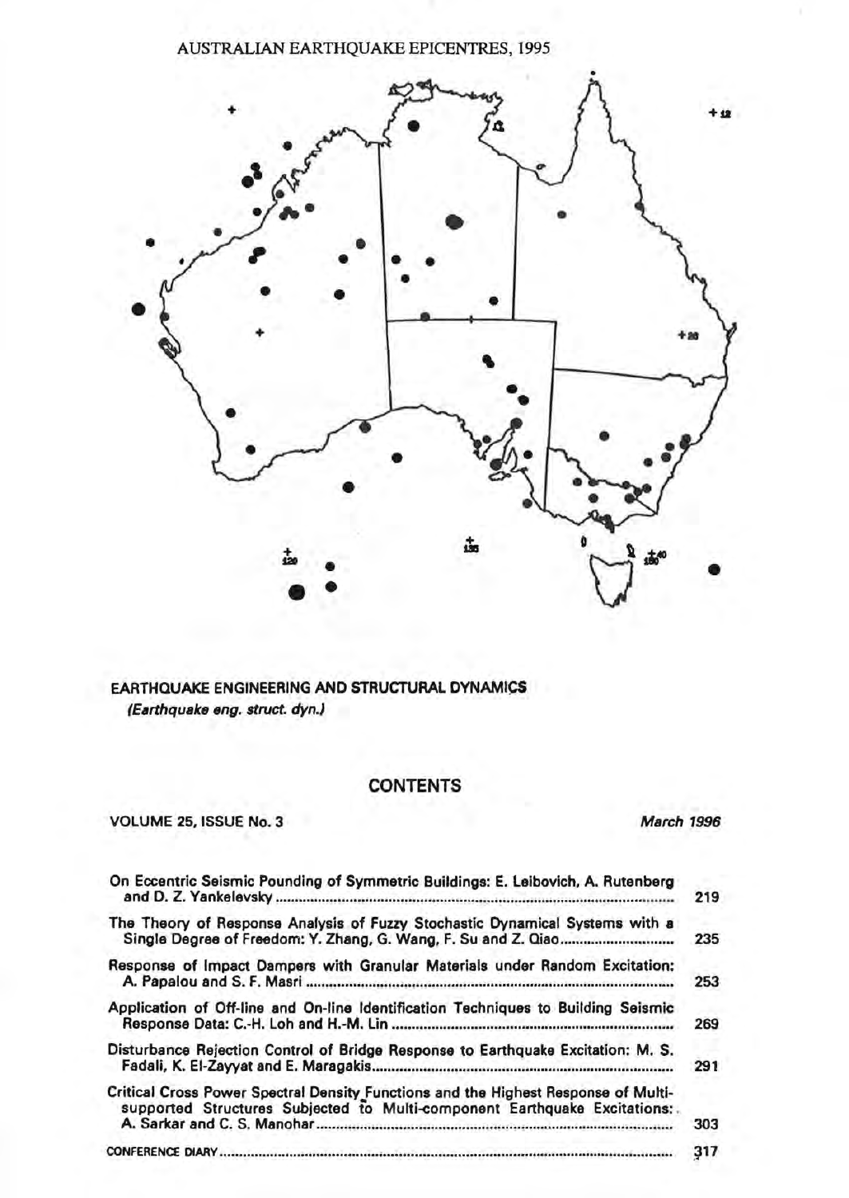AUSTRALIAN EARTHQUAKE EPICENTRES, 1995

+12

+20

120

135

150

+40

**EARTHQUAKE ENGINEERING AND STRUCTURAL DYNAMICS**
*(Earthquake eng. struct. dyn.)*

## CONTENTS

VOLUME 25, ISSUE No. 3 — *March 1996*

| | |
|---|---|
| On Eccentric Seismic Pounding of Symmetric Buildings: E. Leibovich, A. Rutenberg and D. Z. Yankelevsky | 219 |
| The Theory of Response Analysis of Fuzzy Stochastic Dynamical Systems with a Single Degree of Freedom: Y. Zhang, G. Wang, F. Su and Z. Qiao | 235 |
| Response of Impact Dampers with Granular Materials under Random Excitation: A. Papalou and S. F. Masri | 253 |
| Application of Off-line and On-line Identification Techniques to Building Seismic Response Data: C.-H. Loh and H.-M. Lin | 269 |
| Disturbance Rejection Control of Bridge Response to Earthquake Excitation: M. S. Fadali, K. El-Zayyat and E. Maragakis | 291 |
| Critical Cross Power Spectral Density Functions and the Highest Response of Multi-supported Structures Subjected to Multi-component Earthquake Excitations: A. Sarkar and C. S. Manohar | 303 |
| CONFERENCE DIARY | 317 |